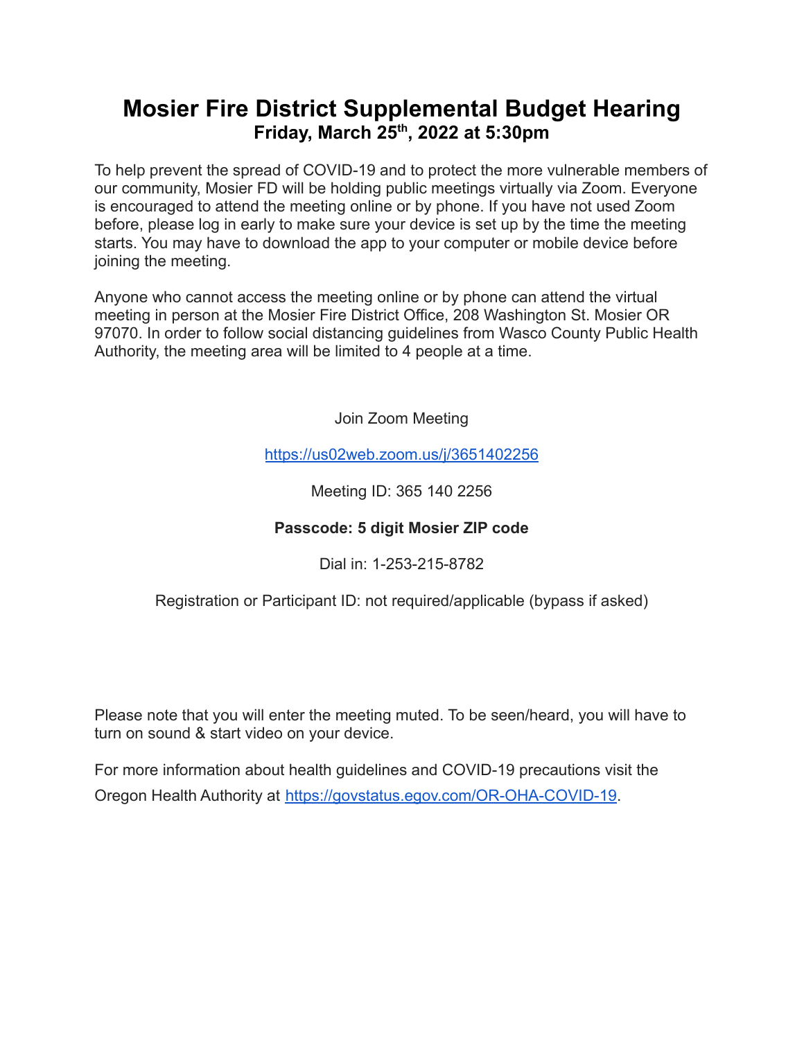# Mosier Fire District Supplemental Budget Hearing

## Friday, March 25th, 2022 at 5:30pm

To help prevent the spread of COVID-19 and to protect the more vulnerable members of our community, Mosier FD will be holding public meetings virtually via Zoom. Everyone is encouraged to attend the meeting online or by phone. If you have not used Zoom before, please log in early to make sure your device is set up by the time the meeting starts. You may have to download the app to your computer or mobile device before joining the meeting.

Anyone who cannot access the meeting online or by phone can attend the virtual meeting in person at the Mosier Fire District Office, 208 Washington St. Mosier OR 97070. In order to follow social distancing guidelines from Wasco County Public Health Authority, the meeting area will be limited to 4 people at a time.

Join Zoom Meeting

https://us02web.zoom.us/j/3651402256

Meeting ID: 365 140 2256

**Passcode: 5 digit Mosier ZIP code**

Dial in: 1-253-215-8782

Registration or Participant ID: not required/applicable (bypass if asked)

Please note that you will enter the meeting muted. To be seen/heard, you will have to turn on sound & start video on your device.

For more information about health guidelines and COVID-19 precautions visit the Oregon Health Authority at https://govstatus.egov.com/OR-OHA-COVID-19.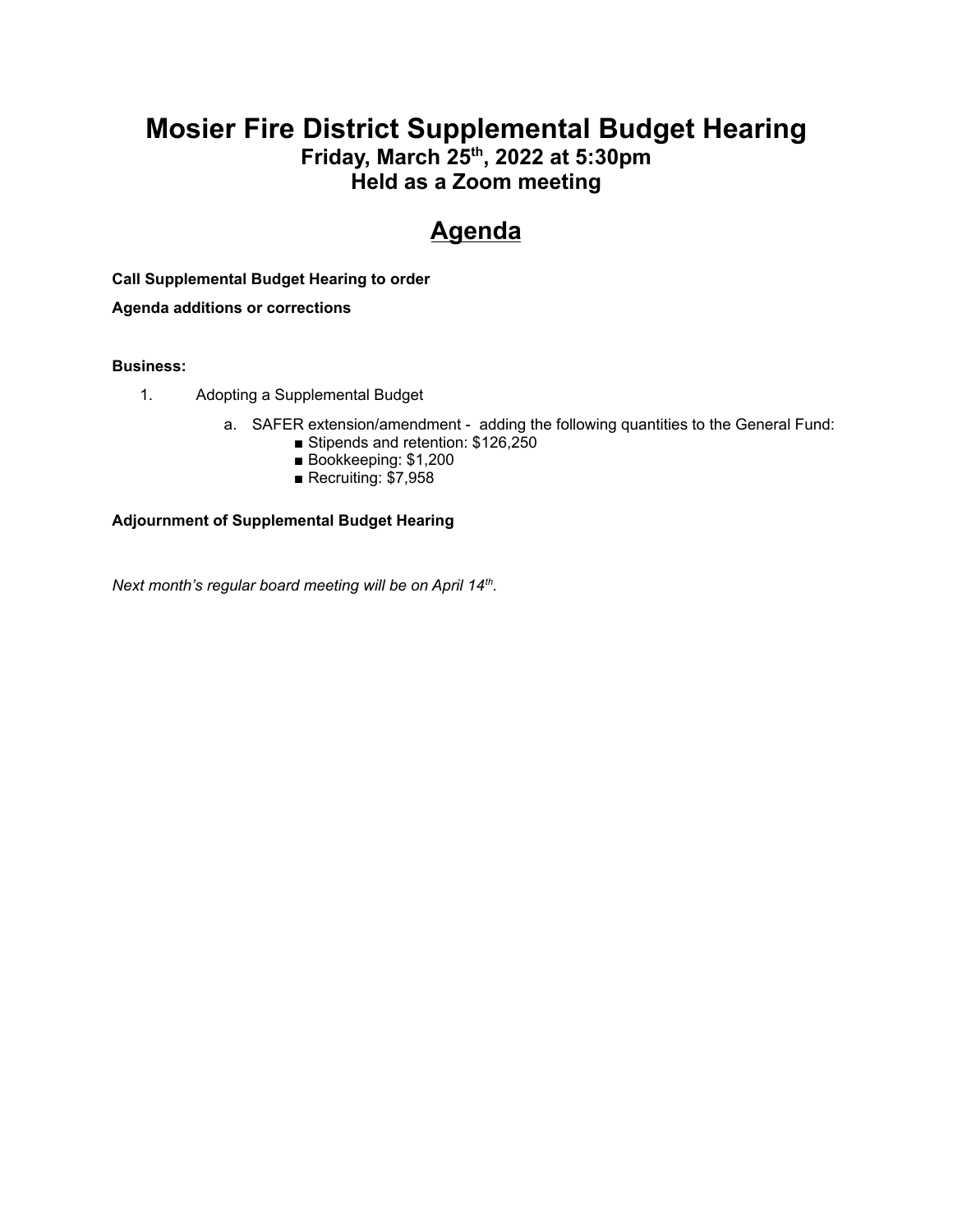# Mosier Fire District Supplemental Budget Hearing

## Friday, March 25th, 2022 at 5:30pm

## Held as a Zoom meeting

# Agenda

**Call Supplemental Budget Hearing to order**

**Agenda additions or corrections**

**Business:**

1. Adopting a Supplemental Budget
   a. SAFER extension/amendment - adding the following quantities to the General Fund:
      - Stipends and retention: $126,250
      - Bookkeeping: $1,200
      - Recruiting: $7,958

**Adjournment of Supplemental Budget Hearing**

*Next month's regular board meeting will be on April 14th.*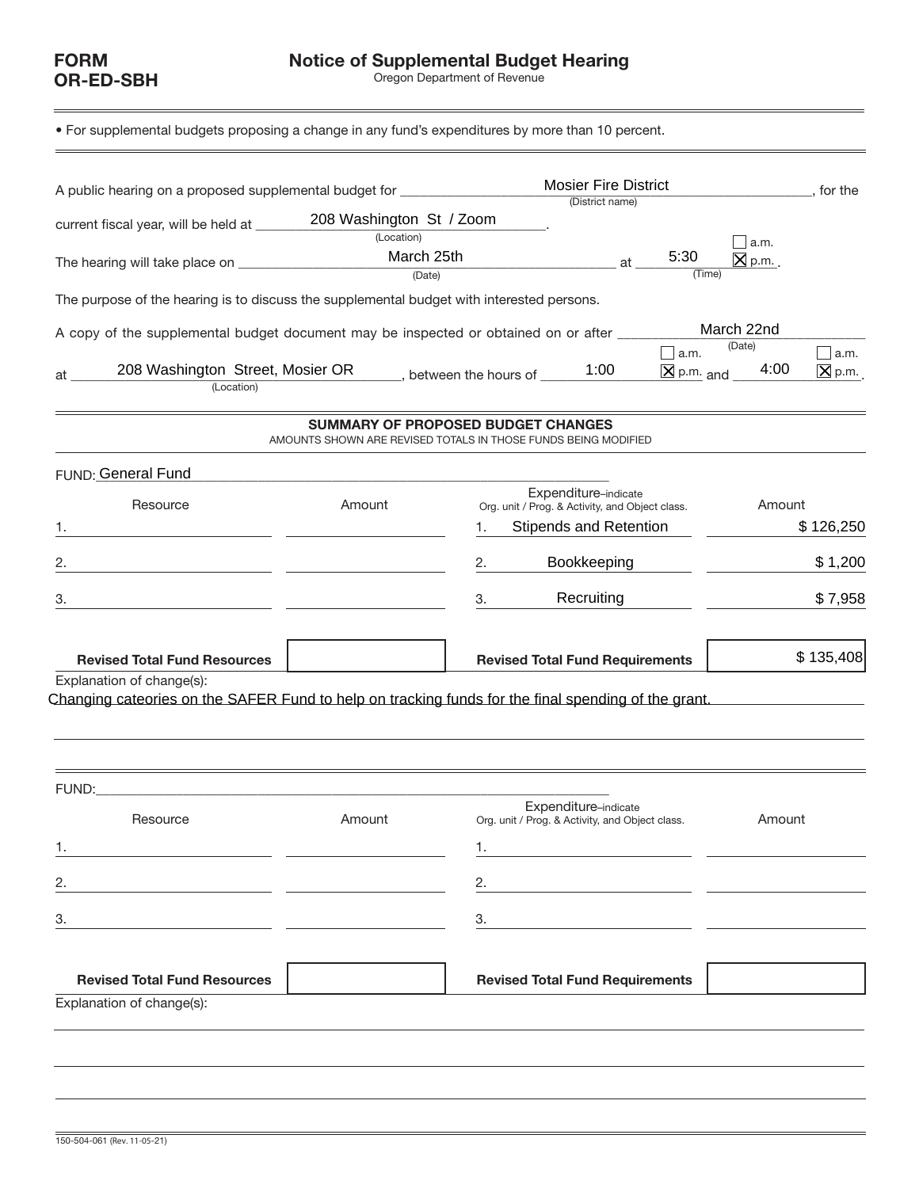# FORM OR-ED-SBH

## Notice of Supplemental Budget Hearing

Oregon Department of Revenue

- For supplemental budgets proposing a change in any fund's expenditures by more than 10 percent.

A public hearing on a proposed supplemental budget for Mosier Fire District (District name), for the current fiscal year, will be held at 208 Washington St / Zoom (Location).

The hearing will take place on March 25th (Date) at 5:30 (Time) ☐ a.m. ☒ p.m.

The purpose of the hearing is to discuss the supplemental budget with interested persons.

A copy of the supplemental budget document may be inspected or obtained on or after March 22nd (Date) at 208 Washington Street, Mosier OR (Location), between the hours of 1:00 ☐ a.m. ☒ p.m. and 4:00 ☐ a.m. ☒ p.m.

### SUMMARY OF PROPOSED BUDGET CHANGES

AMOUNTS SHOWN ARE REVISED TOTALS IN THOSE FUNDS BEING MODIFIED

FUND: General Fund

| Resource | Amount | Expenditure–indicate Org. unit / Prog. & Activity, and Object class. | Amount |
|---|---|---|---|
| 1. | | 1. Stipends and Retention | $ 126,250 |
| 2. | | 2. Bookkeeping | $ 1,200 |
| 3. | | 3. Recruiting | $ 7,958 |
| **Revised Total Fund Resources** | | **Revised Total Fund Requirements** | $ 135,408 |

Explanation of change(s):

Changing cateories on the SAFER Fund to help on tracking funds for the final spending of the grant.

FUND:

| Resource | Amount | Expenditure–indicate Org. unit / Prog. & Activity, and Object class. | Amount |
|---|---|---|---|
| 1. | | 1. | |
| 2. | | 2. | |
| 3. | | 3. | |
| **Revised Total Fund Resources** | | **Revised Total Fund Requirements** | |

Explanation of change(s):

150-504-061 (Rev. 11-05-21)